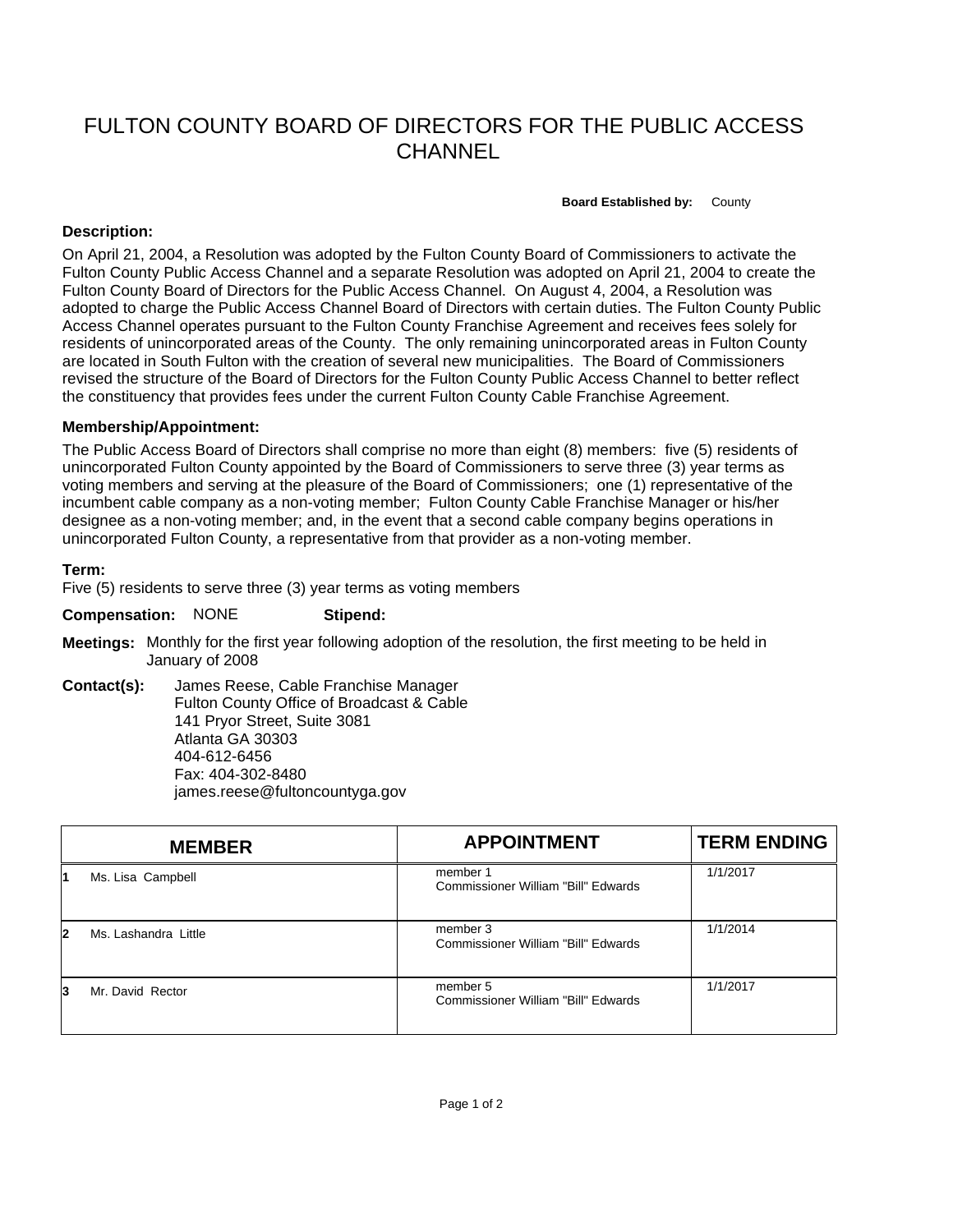# FULTON COUNTY BOARD OF DIRECTORS FOR THE PUBLIC ACCESS CHANNEL

**Board Established by:** County

**Description:**

On April 21, 2004, a Resolution was adopted by the Fulton County Board of Commissioners to activate the Fulton County Public Access Channel and a separate Resolution was adopted on April 21, 2004 to create the Fulton County Board of Directors for the Public Access Channel. On August 4, 2004, a Resolution was adopted to charge the Public Access Channel Board of Directors with certain duties. The Fulton County Public Access Channel operates pursuant to the Fulton County Franchise Agreement and receives fees solely for residents of unincorporated areas of the County. The only remaining unincorporated areas in Fulton County are located in South Fulton with the creation of several new municipalities. The Board of Commissioners revised the structure of the Board of Directors for the Fulton County Public Access Channel to better reflect the constituency that provides fees under the current Fulton County Cable Franchise Agreement.

**Membership/Appointment:**

The Public Access Board of Directors shall comprise no more than eight (8) members: five (5) residents of unincorporated Fulton County appointed by the Board of Commissioners to serve three (3) year terms as voting members and serving at the pleasure of the Board of Commissioners; one (1) representative of the incumbent cable company as a non-voting member; Fulton County Cable Franchise Manager or his/her designee as a non-voting member; and, in the event that a second cable company begins operations in unincorporated Fulton County, a representative from that provider as a non-voting member.

**Term:**
Five (5) residents to serve three (3) year terms as voting members

**Compensation:** NONE **Stipend:**

**Meetings:** Monthly for the first year following adoption of the resolution, the first meeting to be held in January of 2008

**Contact(s):** James Reese, Cable Franchise Manager
Fulton County Office of Broadcast & Cable
141 Pryor Street, Suite 3081
Atlanta GA 30303
404-612-6456
Fax: 404-302-8480
james.reese@fultoncountyga.gov

| | MEMBER | APPOINTMENT | TERM ENDING |
|---|---|---|---|
| 1 | Ms. Lisa Campbell | member 1<br>Commissioner William "Bill" Edwards | 1/1/2017 |
| 2 | Ms. Lashandra Little | member 3<br>Commissioner William "Bill" Edwards | 1/1/2014 |
| 3 | Mr. David Rector | member 5<br>Commissioner William "Bill" Edwards | 1/1/2017 |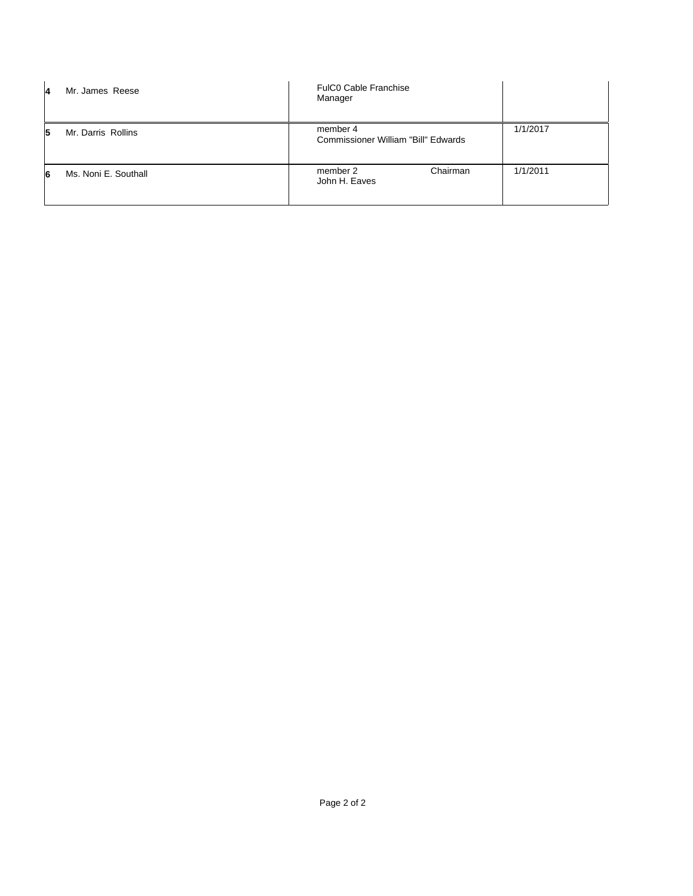| | | | |
|---|---|---|---|
| **4** | Mr. James Reese | FulC0 Cable Franchise Manager | |
| **5** | Mr. Darris Rollins | member 4 Commissioner William "Bill" Edwards | 1/1/2017 |
| **6** | Ms. Noni E. Southall | member 2 Chairman John H. Eaves | 1/1/2011 |